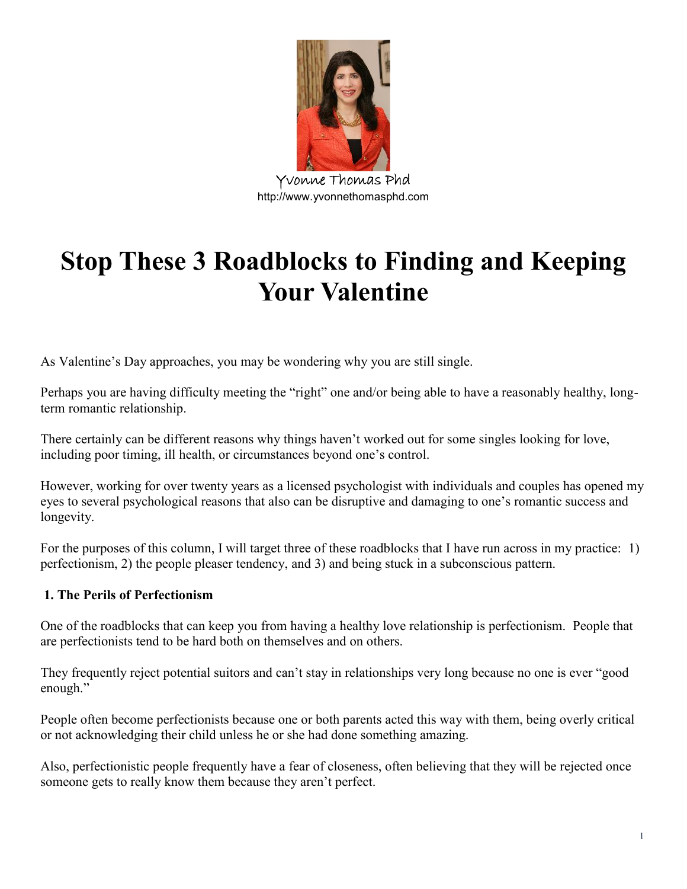Yvonne Thomas Phd
http://www.yvonnethomasphd.com

# Stop These 3 Roadblocks to Finding and Keeping Your Valentine

As Valentine's Day approaches, you may be wondering why you are still single.

Perhaps you are having difficulty meeting the "right" one and/or being able to have a reasonably healthy, long-term romantic relationship.

There certainly can be different reasons why things haven't worked out for some singles looking for love, including poor timing, ill health, or circumstances beyond one's control.

However, working for over twenty years as a licensed psychologist with individuals and couples has opened my eyes to several psychological reasons that also can be disruptive and damaging to one's romantic success and longevity.

For the purposes of this column, I will target three of these roadblocks that I have run across in my practice: 1) perfectionism, 2) the people pleaser tendency, and 3) and being stuck in a subconscious pattern.

### 1. The Perils of Perfectionism

One of the roadblocks that can keep you from having a healthy love relationship is perfectionism. People that are perfectionists tend to be hard both on themselves and on others.

They frequently reject potential suitors and can't stay in relationships very long because no one is ever "good enough."

People often become perfectionists because one or both parents acted this way with them, being overly critical or not acknowledging their child unless he or she had done something amazing.

Also, perfectionistic people frequently have a fear of closeness, often believing that they will be rejected once someone gets to really know them because they aren't perfect.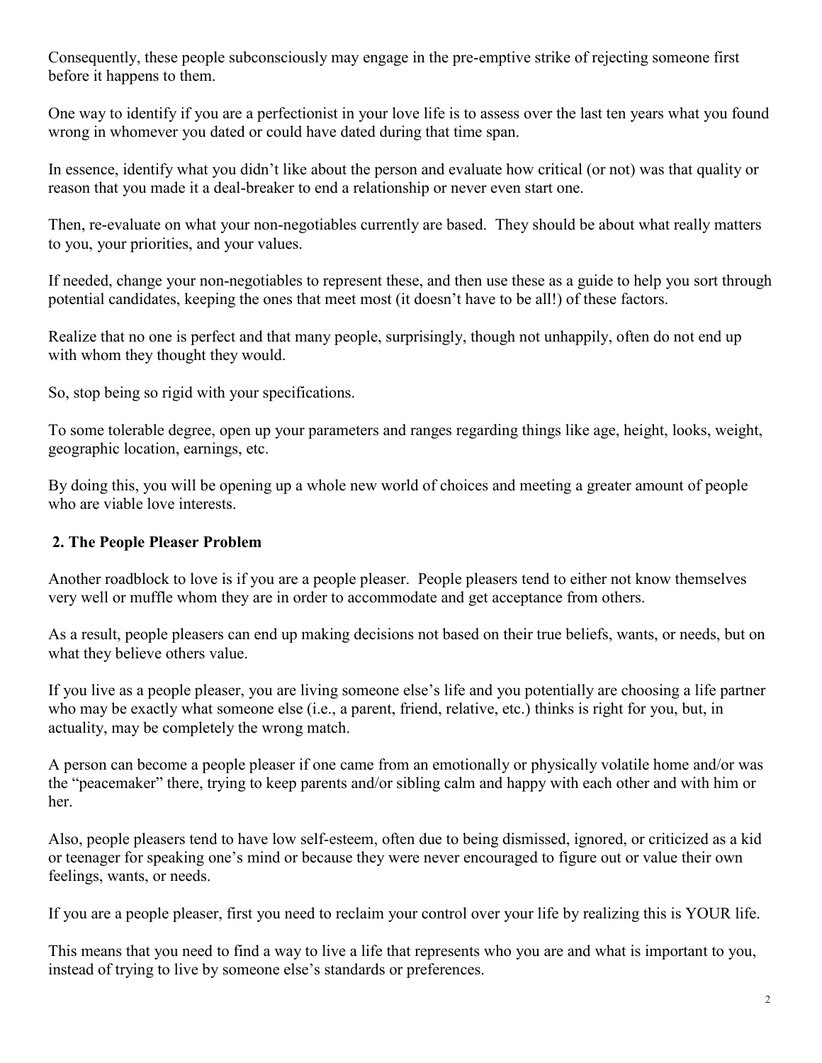Consequently, these people subconsciously may engage in the pre-emptive strike of rejecting someone first before it happens to them.

One way to identify if you are a perfectionist in your love life is to assess over the last ten years what you found wrong in whomever you dated or could have dated during that time span.

In essence, identify what you didn't like about the person and evaluate how critical (or not) was that quality or reason that you made it a deal-breaker to end a relationship or never even start one.

Then, re-evaluate on what your non-negotiables currently are based. They should be about what really matters to you, your priorities, and your values.

If needed, change your non-negotiables to represent these, and then use these as a guide to help you sort through potential candidates, keeping the ones that meet most (it doesn't have to be all!) of these factors.

Realize that no one is perfect and that many people, surprisingly, though not unhappily, often do not end up with whom they thought they would.

So, stop being so rigid with your specifications.

To some tolerable degree, open up your parameters and ranges regarding things like age, height, looks, weight, geographic location, earnings, etc.

By doing this, you will be opening up a whole new world of choices and meeting a greater amount of people who are viable love interests.

### 2. The People Pleaser Problem

Another roadblock to love is if you are a people pleaser. People pleasers tend to either not know themselves very well or muffle whom they are in order to accommodate and get acceptance from others.

As a result, people pleasers can end up making decisions not based on their true beliefs, wants, or needs, but on what they believe others value.

If you live as a people pleaser, you are living someone else's life and you potentially are choosing a life partner who may be exactly what someone else (i.e., a parent, friend, relative, etc.) thinks is right for you, but, in actuality, may be completely the wrong match.

A person can become a people pleaser if one came from an emotionally or physically volatile home and/or was the "peacemaker" there, trying to keep parents and/or sibling calm and happy with each other and with him or her.

Also, people pleasers tend to have low self-esteem, often due to being dismissed, ignored, or criticized as a kid or teenager for speaking one's mind or because they were never encouraged to figure out or value their own feelings, wants, or needs.

If you are a people pleaser, first you need to reclaim your control over your life by realizing this is YOUR life.

This means that you need to find a way to live a life that represents who you are and what is important to you, instead of trying to live by someone else's standards or preferences.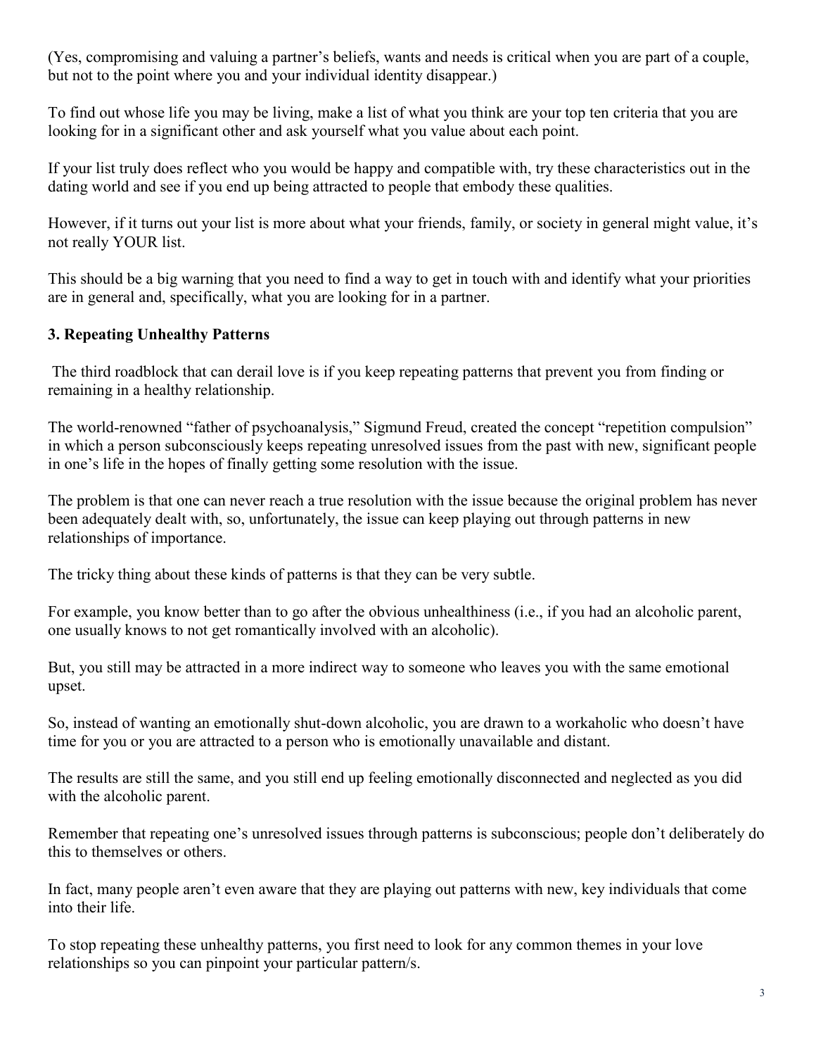(Yes, compromising and valuing a partner's beliefs, wants and needs is critical when you are part of a couple, but not to the point where you and your individual identity disappear.)

To find out whose life you may be living, make a list of what you think are your top ten criteria that you are looking for in a significant other and ask yourself what you value about each point.

If your list truly does reflect who you would be happy and compatible with, try these characteristics out in the dating world and see if you end up being attracted to people that embody these qualities.

However, if it turns out your list is more about what your friends, family, or society in general might value, it's not really YOUR list.

This should be a big warning that you need to find a way to get in touch with and identify what your priorities are in general and, specifically, what you are looking for in a partner.

**3. Repeating Unhealthy Patterns**

The third roadblock that can derail love is if you keep repeating patterns that prevent you from finding or remaining in a healthy relationship.

The world-renowned "father of psychoanalysis," Sigmund Freud, created the concept "repetition compulsion" in which a person subconsciously keeps repeating unresolved issues from the past with new, significant people in one's life in the hopes of finally getting some resolution with the issue.

The problem is that one can never reach a true resolution with the issue because the original problem has never been adequately dealt with, so, unfortunately, the issue can keep playing out through patterns in new relationships of importance.

The tricky thing about these kinds of patterns is that they can be very subtle.

For example, you know better than to go after the obvious unhealthiness (i.e., if you had an alcoholic parent, one usually knows to not get romantically involved with an alcoholic).

But, you still may be attracted in a more indirect way to someone who leaves you with the same emotional upset.

So, instead of wanting an emotionally shut-down alcoholic, you are drawn to a workaholic who doesn't have time for you or you are attracted to a person who is emotionally unavailable and distant.

The results are still the same, and you still end up feeling emotionally disconnected and neglected as you did with the alcoholic parent.

Remember that repeating one's unresolved issues through patterns is subconscious; people don't deliberately do this to themselves or others.

In fact, many people aren't even aware that they are playing out patterns with new, key individuals that come into their life.

To stop repeating these unhealthy patterns, you first need to look for any common themes in your love relationships so you can pinpoint your particular pattern/s.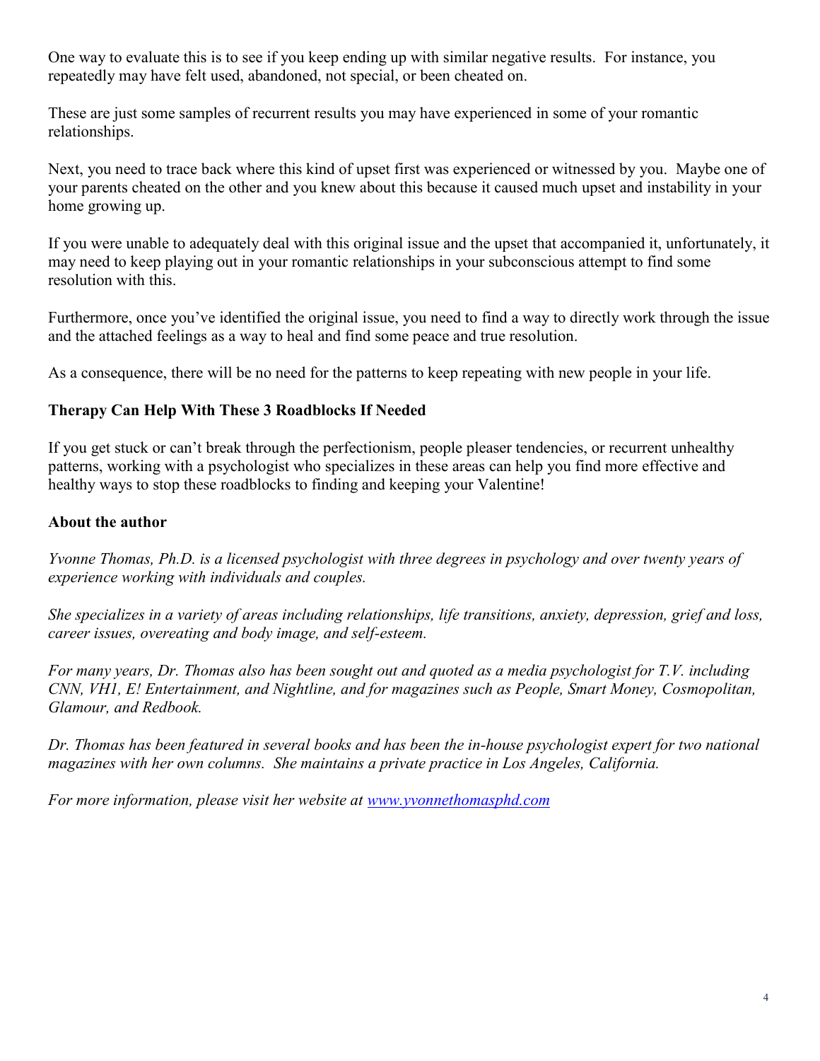One way to evaluate this is to see if you keep ending up with similar negative results. For instance, you repeatedly may have felt used, abandoned, not special, or been cheated on.

These are just some samples of recurrent results you may have experienced in some of your romantic relationships.

Next, you need to trace back where this kind of upset first was experienced or witnessed by you. Maybe one of your parents cheated on the other and you knew about this because it caused much upset and instability in your home growing up.

If you were unable to adequately deal with this original issue and the upset that accompanied it, unfortunately, it may need to keep playing out in your romantic relationships in your subconscious attempt to find some resolution with this.

Furthermore, once you've identified the original issue, you need to find a way to directly work through the issue and the attached feelings as a way to heal and find some peace and true resolution.

As a consequence, there will be no need for the patterns to keep repeating with new people in your life.

**Therapy Can Help With These 3 Roadblocks If Needed**

If you get stuck or can't break through the perfectionism, people pleaser tendencies, or recurrent unhealthy patterns, working with a psychologist who specializes in these areas can help you find more effective and healthy ways to stop these roadblocks to finding and keeping your Valentine!

**About the author**

*Yvonne Thomas, Ph.D. is a licensed psychologist with three degrees in psychology and over twenty years of experience working with individuals and couples.*

*She specializes in a variety of areas including relationships, life transitions, anxiety, depression, grief and loss, career issues, overeating and body image, and self-esteem.*

*For many years, Dr. Thomas also has been sought out and quoted as a media psychologist for T.V. including CNN, VH1, E! Entertainment, and Nightline, and for magazines such as People, Smart Money, Cosmopolitan, Glamour, and Redbook.*

*Dr. Thomas has been featured in several books and has been the in-house psychologist expert for two national magazines with her own columns. She maintains a private practice in Los Angeles, California.*

*For more information, please visit her website at [www.yvonnethomasphd.com](http://www.yvonnethomasphd.com)*